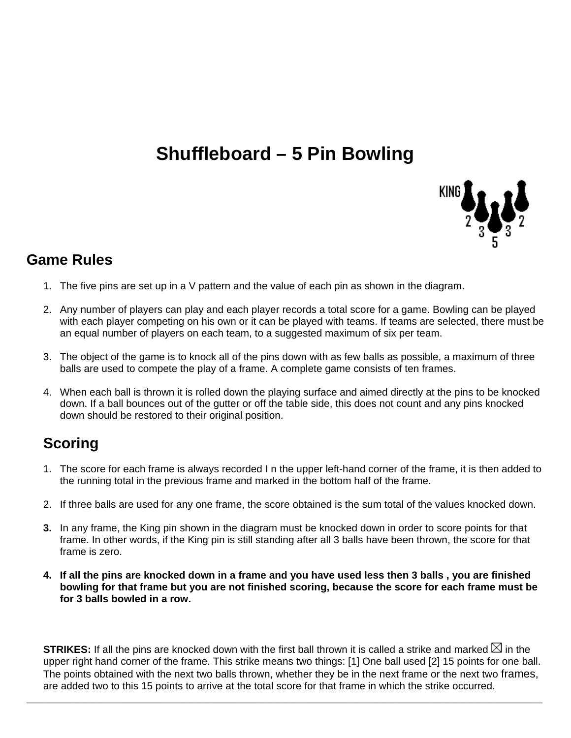# Shuffleboard – 5 Pin Bowling

## Game Rules

1. The five pins are set up in a V pattern and the value of each pin as shown in the diagram.

2. Any number of players can play and each player records a total score for a game. Bowling can be played with each player competing on his own or it can be played with teams. If teams are selected, there must be an equal number of players on each team, to a suggested maximum of six per team.

3. The object of the game is to knock all of the pins down with as few balls as possible, a maximum of three balls are used to compete the play of a frame. A complete game consists of ten frames.

4. When each ball is thrown it is rolled down the playing surface and aimed directly at the pins to be knocked down. If a ball bounces out of the gutter or off the table side, this does not count and any pins knocked down should be restored to their original position.

## Scoring

1. The score for each frame is always recorded I n the upper left-hand corner of the frame, it is then added to the running total in the previous frame and marked in the bottom half of the frame.

2. If three balls are used for any one frame, the score obtained is the sum total of the values knocked down.

3. In any frame, the King pin shown in the diagram must be knocked down in order to score points for that frame. In other words, if the King pin is still standing after all 3 balls have been thrown, the score for that frame is zero.

4. **If all the pins are knocked down in a frame and you have used less then 3 balls , you are finished bowling for that frame but you are not finished scoring, because the score for each frame must be for 3 balls bowled in a row.**

**STRIKES:** If all the pins are knocked down with the first ball thrown it is called a strike and marked ⊠ in the upper right hand corner of the frame. This strike means two things: [1] One ball used [2] 15 points for one ball. The points obtained with the next two balls thrown, whether they be in the next frame or the next two frames, are added two to this 15 points to arrive at the total score for that frame in which the strike occurred.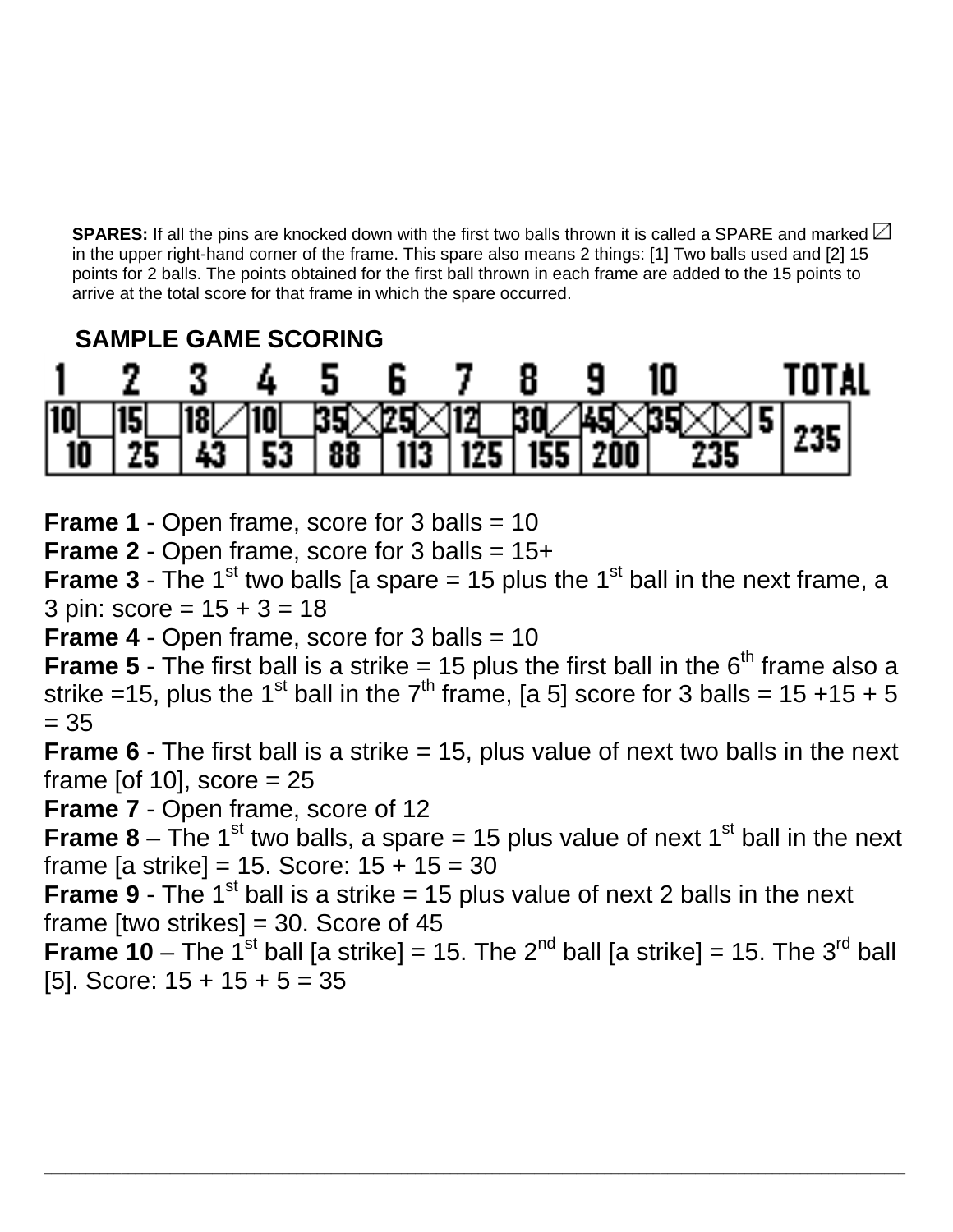**SPARES:** If all the pins are knocked down with the first two balls thrown it is called a SPARE and marked ◿ in the upper right-hand corner of the frame. This spare also means 2 things: [1] Two balls used and [2] 15 points for 2 balls. The points obtained for the first ball thrown in each frame are added to the 15 points to arrive at the total score for that frame in which the spare occurred.

## SAMPLE GAME SCORING

| 1 | 2 | 3 | 4 | 5 | 6 | 7 | 8 | 9 | 10 | TOTAL |
|---|---|---|---|---|---|---|---|---|---|---|
| 10 | 15 | 18 / | 10 | 35 X | 25 X | 12 | 30 / | 45 X | 35 X X 5 | 235 |
| 10 | 25 | 43 | 53 | 88 | 113 | 125 | 155 | 200 | 235 | |

**Frame 1** - Open frame, score for 3 balls = 10
**Frame 2** - Open frame, score for 3 balls = 15+
**Frame 3** - The 1st two balls [a spare = 15 plus the 1st ball in the next frame, a 3 pin: score = 15 + 3 = 18
**Frame 4** - Open frame, score for 3 balls = 10
**Frame 5** - The first ball is a strike = 15 plus the first ball in the 6th frame also a strike =15, plus the 1st ball in the 7th frame, [a 5] score for 3 balls = 15 +15 + 5 = 35
**Frame 6** - The first ball is a strike = 15, plus value of next two balls in the next frame [of 10], score = 25
**Frame 7** - Open frame, score of 12
**Frame 8** – The 1st two balls, a spare = 15 plus value of next 1st ball in the next frame [a strike] = 15. Score: 15 + 15 = 30
**Frame 9** - The 1st ball is a strike = 15 plus value of next 2 balls in the next frame [two strikes] = 30. Score of 45
**Frame 10** – The 1st ball [a strike] = 15. The 2nd ball [a strike] = 15. The 3rd ball [5]. Score: 15 + 15 + 5 = 35